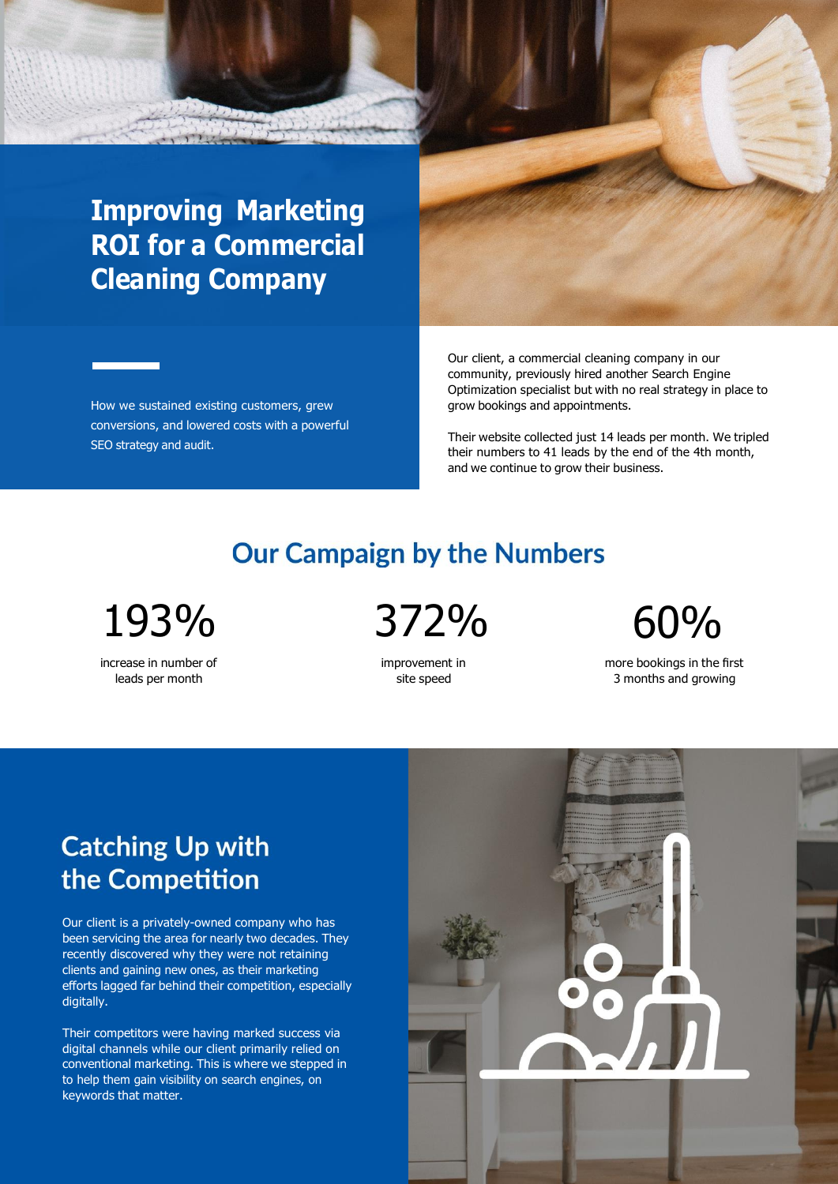# Improving Marketing ROI for a Commercial Cleaning Company

How we sustained existing customers, grew conversions, and lowered costs with a powerful SEO strategy and audit.

Our client, a commercial cleaning company in our community, previously hired another Search Engine Optimization specialist but with no real strategy in place to grow bookings and appointments.

Their website collected just 14 leads per month. We tripled their numbers to 41 leads by the end of the 4th month, and we continue to grow their business.

## Our Campaign by the Numbers

**193%**
increase in number of leads per month

**372%**
improvement in site speed

**60%**
more bookings in the first 3 months and growing

## Catching Up with the Competition

Our client is a privately-owned company who has been servicing the area for nearly two decades. They recently discovered why they were not retaining clients and gaining new ones, as their marketing efforts lagged far behind their competition, especially digitally.

Their competitors were having marked success via digital channels while our client primarily relied on conventional marketing. This is where we stepped in to help them gain visibility on search engines, on keywords that matter.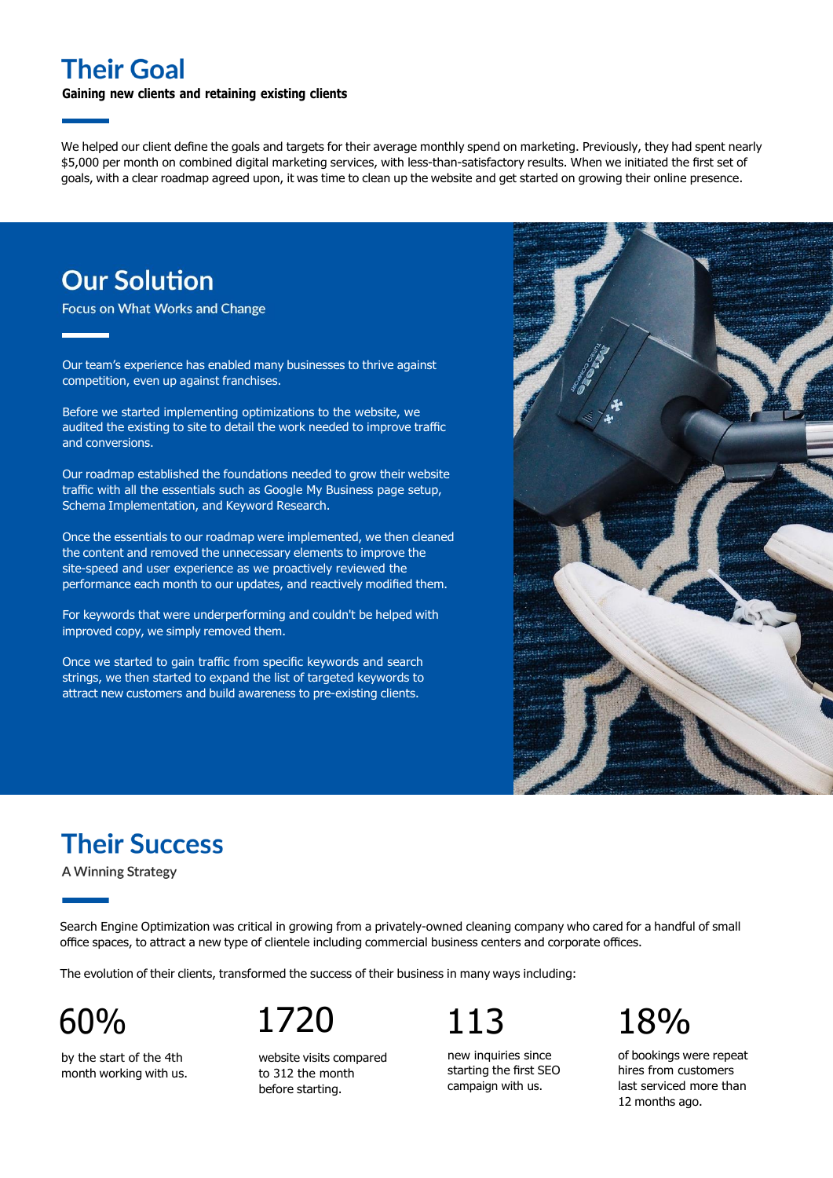## Their Goal

**Gaining new clients and retaining existing clients**

We helped our client define the goals and targets for their average monthly spend on marketing. Previously, they had spent nearly $5,000 per month on combined digital marketing services, with less-than-satisfactory results. When we initiated the first set of goals, with a clear roadmap agreed upon, it was time to clean up the website and get started on growing their online presence.

## Our Solution

Focus on What Works and Change

Our team's experience has enabled many businesses to thrive against competition, even up against franchises.

Before we started implementing optimizations to the website, we audited the existing to site to detail the work needed to improve traffic and conversions.

Our roadmap established the foundations needed to grow their website traffic with all the essentials such as Google My Business page setup, Schema Implementation, and Keyword Research.

Once the essentials to our roadmap were implemented, we then cleaned the content and removed the unnecessary elements to improve the site-speed and user experience as we proactively reviewed the performance each month to our updates, and reactively modified them.

For keywords that were underperforming and couldn't be helped with improved copy, we simply removed them.

Once we started to gain traffic from specific keywords and search strings, we then started to expand the list of targeted keywords to attract new customers and build awareness to pre-existing clients.

## Their Success

A Winning Strategy

Search Engine Optimization was critical in growing from a privately-owned cleaning company who cared for a handful of small office spaces, to attract a new type of clientele including commercial business centers and corporate offices.

The evolution of their clients, transformed the success of their business in many ways including:

**60%**

by the start of the 4th month working with us.

**1720**

website visits compared to 312 the month before starting.

**113**

new inquiries since starting the first SEO campaign with us.

**18%**

of bookings were repeat hires from customers last serviced more than 12 months ago.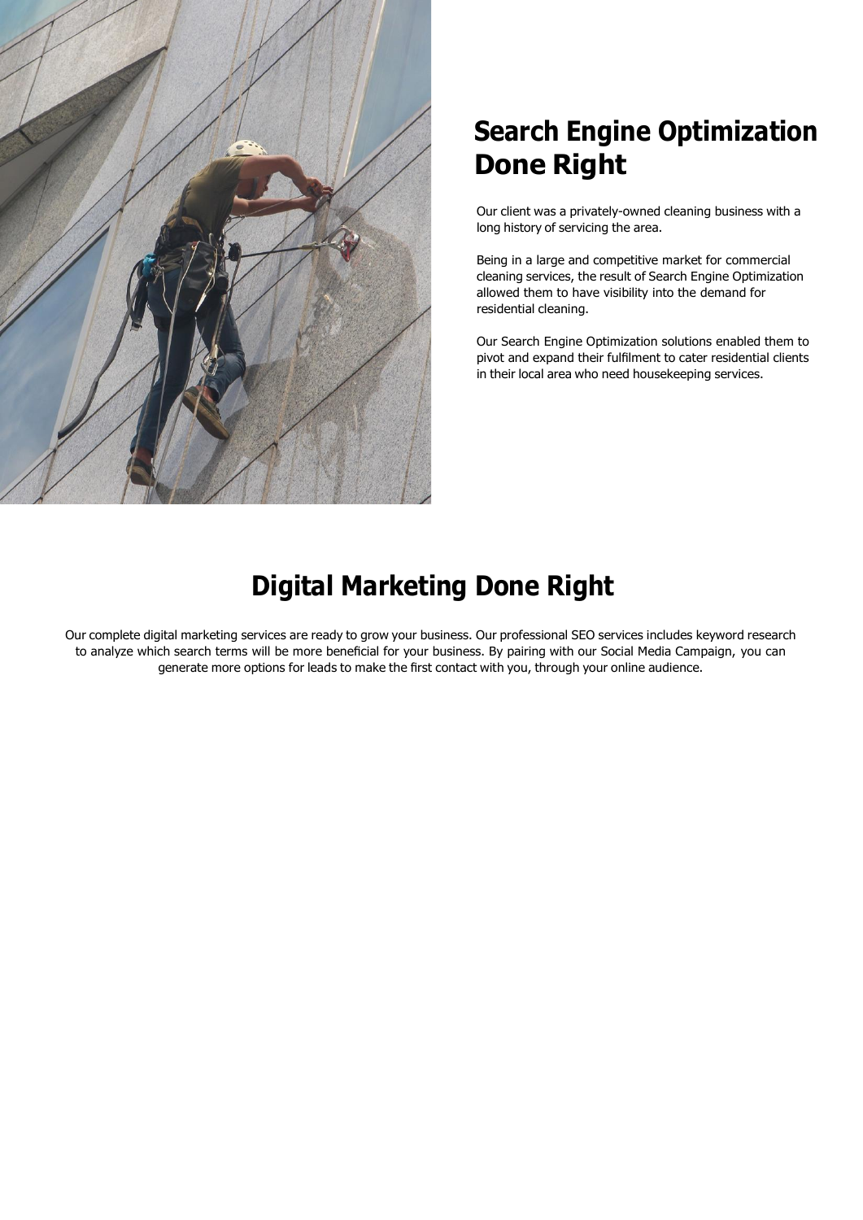## Search Engine Optimization Done Right

Our client was a privately-owned cleaning business with a long history of servicing the area.

Being in a large and competitive market for commercial cleaning services, the result of Search Engine Optimization allowed them to have visibility into the demand for residential cleaning.

Our Search Engine Optimization solutions enabled them to pivot and expand their fulfilment to cater residential clients in their local area who need housekeeping services.

## Digital Marketing Done Right

Our complete digital marketing services are ready to grow your business. Our professional SEO services includes keyword research to analyze which search terms will be more beneficial for your business. By pairing with our Social Media Campaign, you can generate more options for leads to make the first contact with you, through your online audience.